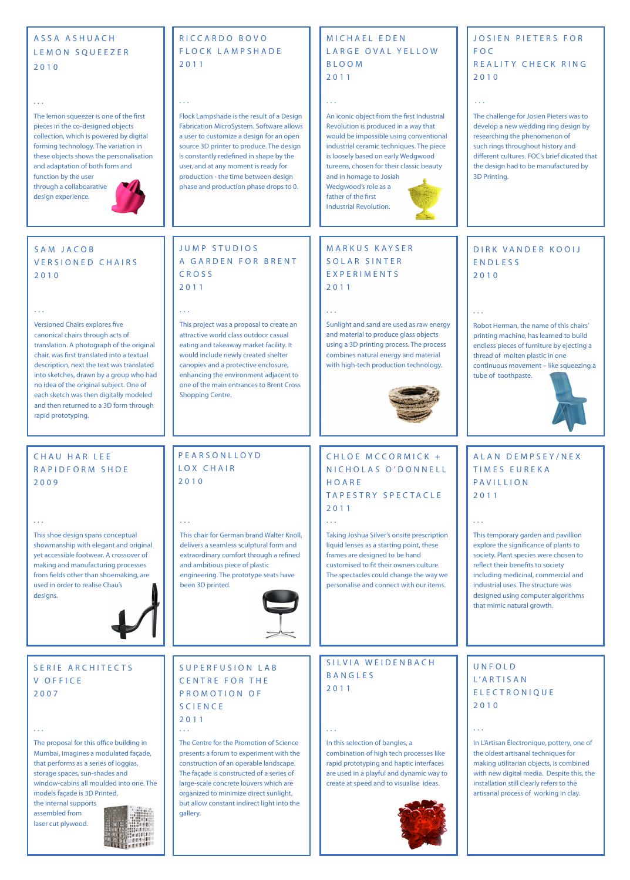## ASSA ASHUACH
## LEMON SQUEEZER
## 2010

...

The lemon squeezer is one of the first pieces in the co-designed objects collection, which is powered by digital forming technology. The variation in these objects shows the personalisation and adaptation of both form and function by the user through a collaboarative design experience.

## RICCARDO BOVO
## FLOCK LAMPSHADE
## 2011

...

Flock Lampshade is the result of a Design Fabrication MicroSystem. Software allows a user to customize a design for an open source 3D printer to produce. The design is constantly redefined in shape by the user, and at any moment is ready for production - the time between design phase and production phase drops to 0.

## MICHAEL EDEN
## LARGE OVAL YELLOW BLOOM
## 2011

...

An iconic object from the first Industrial Revolution is produced in a way that would be impossible using conventional industrial ceramic techniques. The piece is loosely based on early Wedgwood tureens, chosen for their classic beauty and in homage to Josiah Wedgwood's role as a father of the first Industrial Revolution.

## JOSIEN PIETERS FOR FOC
## REALITY CHECK RING
## 2010

...

The challenge for Josien Pieters was to develop a new wedding ring design by researching the phenomenon of such rings throughout history and different cultures. FOC's brief dicated that the design had to be manufactured by 3D Printing.

## SAM JACOB
## VERSIONED CHAIRS
## 2010

...

Versioned Chairs explores five canonical chairs through acts of translation. A photograph of the original chair, was first translated into a textual description, next the text was translated into sketches, drawn by a group who had no idea of the original subject. One of each sketch was then digitally modeled and then returned to a 3D form through rapid prototyping.

## JUMP STUDIOS
## A GARDEN FOR BRENT CROSS
## 2011

...

This project was a proposal to create an attractive world class outdoor casual eating and takeaway market facility. It would include newly created shelter canopies and a protective enclosure, enhancing the environment adjacent to one of the main entrances to Brent Cross Shopping Centre.

## MARKUS KAYSER
## SOLAR SINTER EXPERIMENTS
## 2011

...

Sunlight and sand are used as raw energy and material to produce glass objects using a 3D printing process. The process combines natural energy and material with high-tech production technology.

## DIRK VANDER KOOIJ
## ENDLESS
## 2010

...

Robot Herman, the name of this chairs' printing machine, has learned to build endless pieces of furniture by ejecting a thread of molten plastic in one continuous movement – like squeezing a tube of toothpaste.

## CHAU HAR LEE
## RAPIDFORM SHOE
## 2009

...

This shoe design spans conceptual showmanship with elegant and original yet accessible footwear. A crossover of making and manufacturing processes from fields other than shoemaking, are used in order to realise Chau's designs.

## PEARSONLLOYD
## LOX CHAIR
## 2010

...

This chair for German brand Walter Knoll, delivers a seamless sculptural form and extraordinary comfort through a refined and ambitious piece of plastic engineering. The prototype seats have been 3D printed.

## CHLOE MCCORMICK + NICHOLAS O'DONNELL HOARE
## TAPESTRY SPECTACLE
## 2011

...

Taking Joshua Silver's onsite prescription liquid lenses as a starting point, these frames are designed to be hand customised to fit their owners culture. The spectacles could change the way we personalise and connect with our items.

## ALAN DEMPSEY/NEX
## TIMES EUREKA PAVILLION
## 2011

...

This temporary garden and pavillion explore the significance of plants to society. Plant species were chosen to reflect their benefits to society including medicinal, commercial and industrial uses. The structure was designed using computer algorithms that mimic natural growth.

## SERIE ARCHITECTS
## V OFFICE
## 2007

...

The proposal for this office building in Mumbai, imagines a modulated façade, that performs as a series of loggias, storage spaces, sun-shades and window-cabins all moulded into one. The models façade is 3D Printed, the internal supports assembled from laser cut plywood.

## SUPERFUSION LAB
## CENTRE FOR THE PROMOTION OF SCIENCE
## 2011

...

The Centre for the Promotion of Science presents a forum to experiment with the construction of an operable landscape. The façade is constructed of a series of large-scale concrete louvers which are organized to minimize direct sunlight, but allow constant indirect light into the gallery.

## SILVIA WEIDENBACH
## BANGLES
## 2011

...

In this selection of bangles, a combination of high tech processes like rapid prototyping and haptic interfaces are used in a playful and dynamic way to create at speed and to visualise ideas.

## UNFOLD
## L'ARTISAN ELECTRONIQUE
## 2010

...

In L'Artisan Électronique, pottery, one of the oldest artisanal techniques for making utilitarian objects, is combined with new digital media. Despite this, the installation still clearly refers to the artisanal process of working in clay.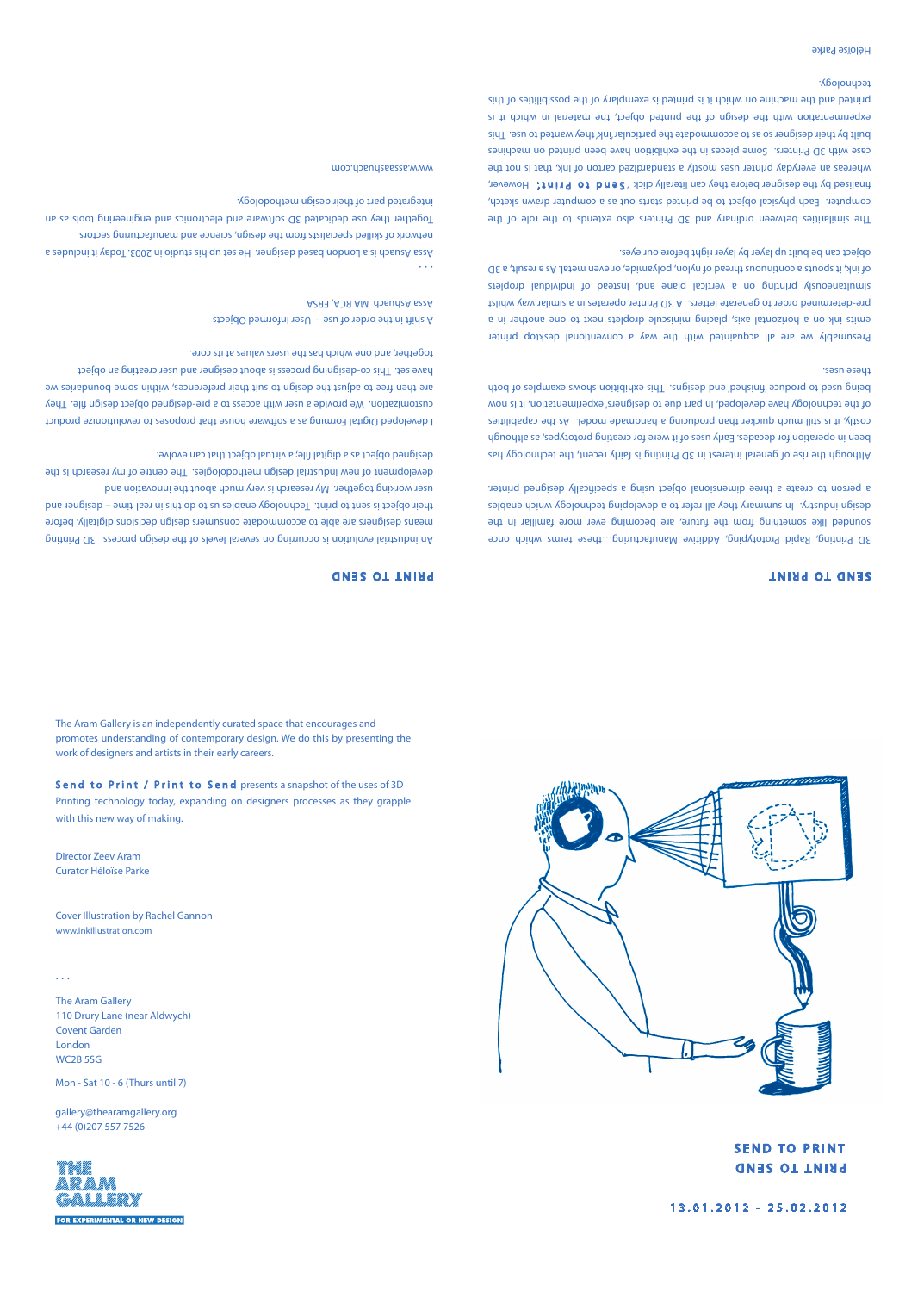## SEND TO PRINT

3D Printing, Rapid Prototyping, Additive Manufacturing…these terms which once sounded like something from the future, are becoming ever more familiar in the design industry. In summary they all refer to a developing technology which enables a person to create a three dimensional object using a specifically designed printer.

Although the rise of general interest in 3D Printing is fairly recent, the technology has been in operation for decades. Early uses of it were for creating prototypes, as although costly, it is still much quicker than producing a handmade model. As the capabilities of the technology have developed, in part due to designers' experimentation, it is now being used to produce 'finished' end designs. This exhibition shows examples of both these uses.

Presumably we are all acquainted with the way a conventional desktop printer emits ink on a horizontal axis, placing miniscule droplets next to one another in a pre-determined order to generate letters. A 3D Printer operates in a similar way whilst simultaneously printing on a vertical plane and, instead of individual droplets of ink, it spouts a continuous thread of nylon, polyamide, or even metal. As a result, a 3D object can be built up layer by layer right before our eyes.

The similarities between ordinary and 3D Printers also extends to the role of the computer. Each physical object to be printed starts out as a computer drawn sketch, finalised by the designer before they can literally click '**Send to Print**'. However, whereas an everyday printer uses mostly a standardized carton of ink, that is not the case with 3D Printers. Some pieces in the exhibition have been printed on machines built by their designer so as to accommodate the particular 'ink' they wanted to use. This experimentation with the origin of the printed object, the material in which it is printed and the machine on which it is printed is exemplary of the possibilities of this technology.

Héloïse Parke

## PRINT TO SEND

An industrial evolution is occurring on several levels of the design process. 3D Printing means designers are able to accommodate consumers design decisions digitally, before their object is sent to print. Technology enables us to do this in real-time – designer and user working together. My research is very much about the innovation and development of new industrial design methodologies. The centre of my research is the designed object as a digital file; a virtual object that can evolve.

I developed Digital Forming as a software house that proposes to revolutionize product customization. We provide a user with access to a pre-designed object design file. They are then free to adjust the design to suit their preferences, within some boundaries we have set. This co-designing process is about designer and user creating an object together, and one which has the users values at its core.

A shift in the order of use - User Informed Objects

Assa Ashuach MA RCA, FRSA

. . .

Assa Asuach is a London based designer. He set up his studio in 2003. Today it includes a network of skilled specialists from the design, science and manufacturing sectors. Together they use dedicated 3D software and electronics and engineering tools as an integrated part of their design methodology.

www.assaashuach.com

---

The Aram Gallery is an independently curated space that encourages and promotes understanding of contemporary design. We do this by presenting the work of designers and artists in their early careers.

**Send to Print / Print to Send** presents a snapshot of the uses of 3D Printing technology today, expanding on designers processes as they grapple with this new way of making.

Director Zeev Aram
Curator Héloïse Parke

Cover Illustration by Rachel Gannon
www.inkillustration.com

. . .

The Aram Gallery
110 Drury Lane (near Aldwych)
Covent Garden
London
WC2B 5SG

Mon - Sat 10 - 6 (Thurs until 7)

gallery@thearamgallery.org
+44 (0)207 557 7526

THE ARAM GALLERY
FOR EXPERIMENTAL OR NEW DESIGN

# SEND TO PRINT
# PRINT TO SEND

13.01.2012 - 25.02.2012